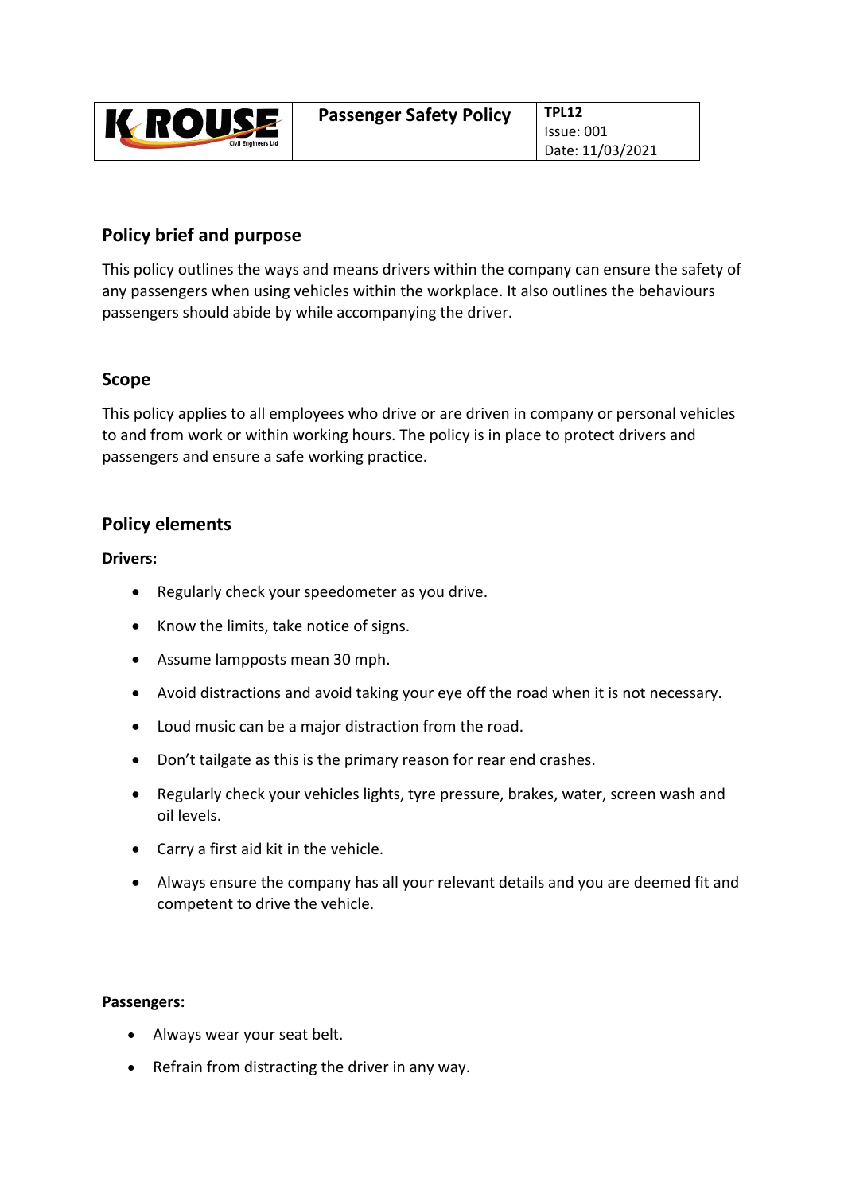| K ROUSE Civil Engineers Ltd | **Passenger Safety Policy** | **TPL12**<br>Issue: 001<br>Date: 11/03/2021 |
|---|---|---|

## Policy brief and purpose

This policy outlines the ways and means drivers within the company can ensure the safety of any passengers when using vehicles within the workplace. It also outlines the behaviours passengers should abide by while accompanying the driver.

## Scope

This policy applies to all employees who drive or are driven in company or personal vehicles to and from work or within working hours. The policy is in place to protect drivers and passengers and ensure a safe working practice.

## Policy elements

**Drivers:**

- Regularly check your speedometer as you drive.
- Know the limits, take notice of signs.
- Assume lampposts mean 30 mph.
- Avoid distractions and avoid taking your eye off the road when it is not necessary.
- Loud music can be a major distraction from the road.
- Don't tailgate as this is the primary reason for rear end crashes.
- Regularly check your vehicles lights, tyre pressure, brakes, water, screen wash and oil levels.
- Carry a first aid kit in the vehicle.
- Always ensure the company has all your relevant details and you are deemed fit and competent to drive the vehicle.

**Passengers:**

- Always wear your seat belt.
- Refrain from distracting the driver in any way.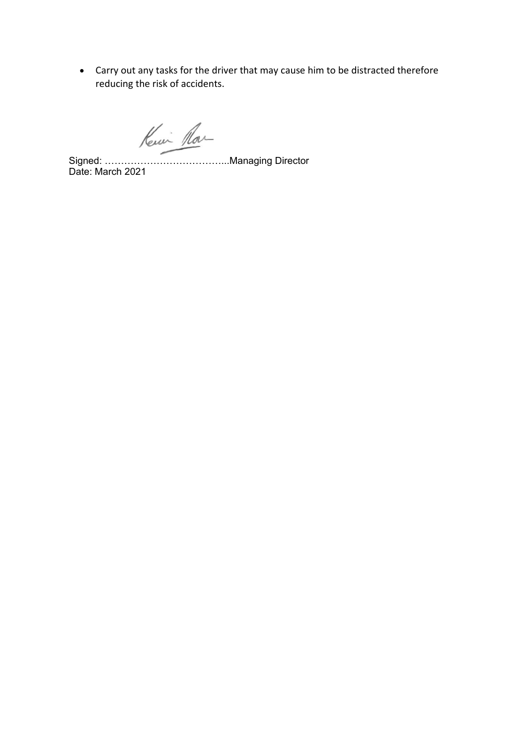- Carry out any tasks for the driver that may cause him to be distracted therefore reducing the risk of accidents.

Signed: ………………………………...Managing Director
Date: March 2021